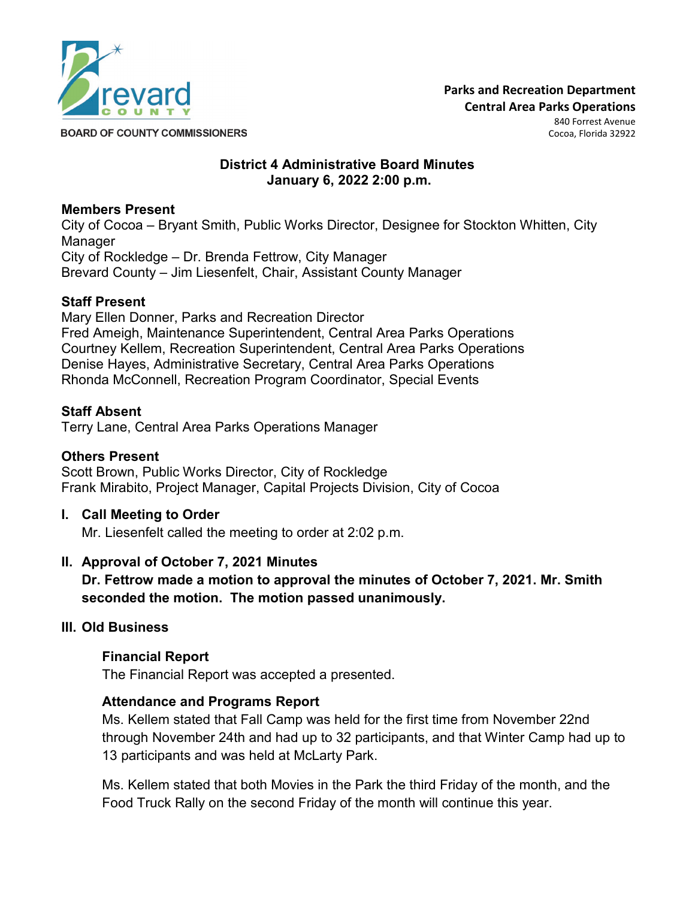BOARD OF COUNTY COMMISSIONERS

**Parks and Recreation Department**
**Central Area Parks Operations**
840 Forrest Avenue
Cocoa, Florida 32922

# District 4 Administrative Board Minutes
## January 6, 2022 2:00 p.m.

**Members Present**
City of Cocoa – Bryant Smith, Public Works Director, Designee for Stockton Whitten, City Manager
City of Rockledge – Dr. Brenda Fettrow, City Manager
Brevard County – Jim Liesenfelt, Chair, Assistant County Manager

**Staff Present**
Mary Ellen Donner, Parks and Recreation Director
Fred Ameigh, Maintenance Superintendent, Central Area Parks Operations
Courtney Kellem, Recreation Superintendent, Central Area Parks Operations
Denise Hayes, Administrative Secretary, Central Area Parks Operations
Rhonda McConnell, Recreation Program Coordinator, Special Events

**Staff Absent**
Terry Lane, Central Area Parks Operations Manager

**Others Present**
Scott Brown, Public Works Director, City of Rockledge
Frank Mirabito, Project Manager, Capital Projects Division, City of Cocoa

## I. Call Meeting to Order

Mr. Liesenfelt called the meeting to order at 2:02 p.m.

## II. Approval of October 7, 2021 Minutes

**Dr. Fettrow made a motion to approval the minutes of October 7, 2021. Mr. Smith seconded the motion. The motion passed unanimously.**

## III. Old Business

### Financial Report

The Financial Report was accepted a presented.

### Attendance and Programs Report

Ms. Kellem stated that Fall Camp was held for the first time from November 22nd through November 24th and had up to 32 participants, and that Winter Camp had up to 13 participants and was held at McLarty Park.

Ms. Kellem stated that both Movies in the Park the third Friday of the month, and the Food Truck Rally on the second Friday of the month will continue this year.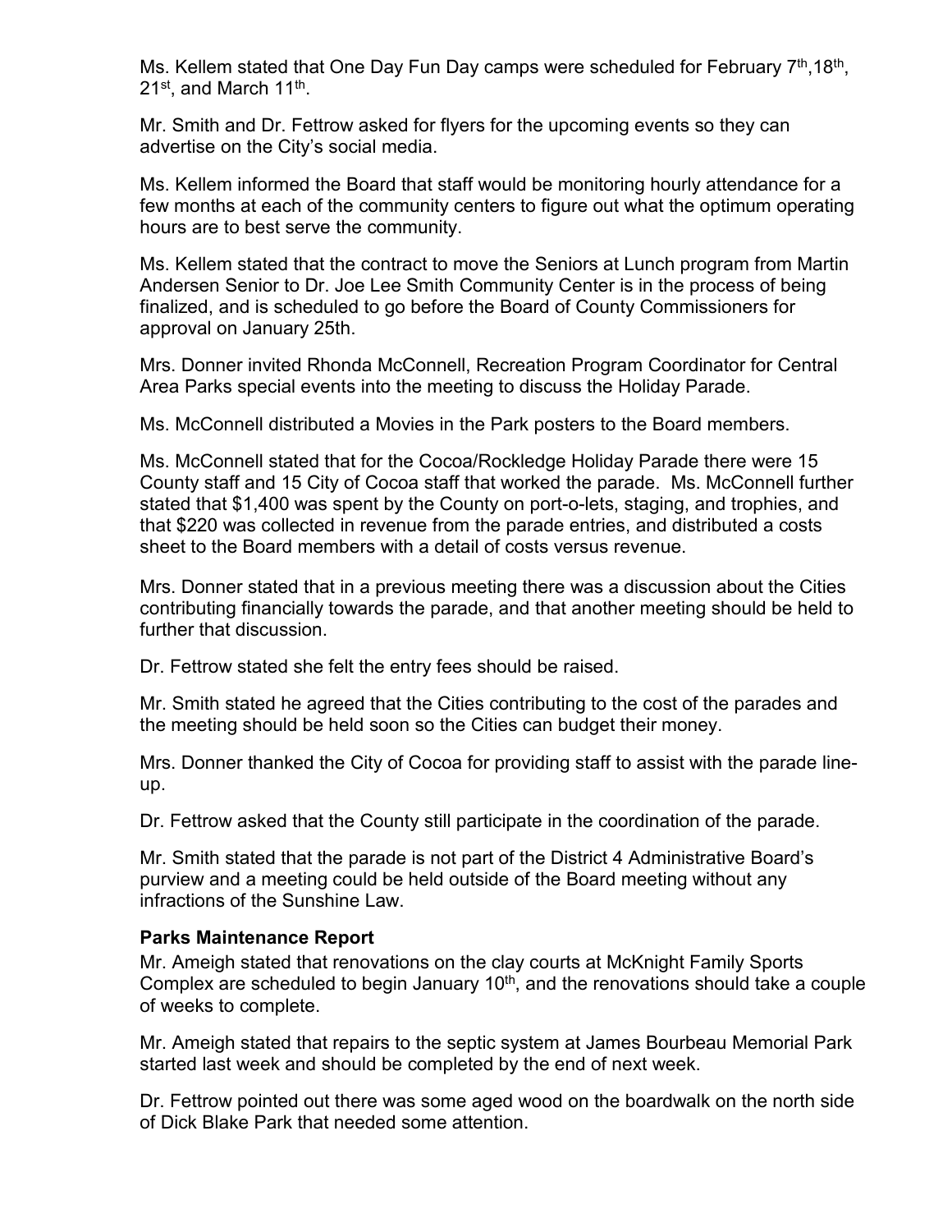Ms. Kellem stated that One Day Fun Day camps were scheduled for February 7th, 18th, 21st, and March 11th.

Mr. Smith and Dr. Fettrow asked for flyers for the upcoming events so they can advertise on the City's social media.

Ms. Kellem informed the Board that staff would be monitoring hourly attendance for a few months at each of the community centers to figure out what the optimum operating hours are to best serve the community.

Ms. Kellem stated that the contract to move the Seniors at Lunch program from Martin Andersen Senior to Dr. Joe Lee Smith Community Center is in the process of being finalized, and is scheduled to go before the Board of County Commissioners for approval on January 25th.

Mrs. Donner invited Rhonda McConnell, Recreation Program Coordinator for Central Area Parks special events into the meeting to discuss the Holiday Parade.

Ms. McConnell distributed a Movies in the Park posters to the Board members.

Ms. McConnell stated that for the Cocoa/Rockledge Holiday Parade there were 15 County staff and 15 City of Cocoa staff that worked the parade. Ms. McConnell further stated that $1,400 was spent by the County on port-o-lets, staging, and trophies, and that $220 was collected in revenue from the parade entries, and distributed a costs sheet to the Board members with a detail of costs versus revenue.

Mrs. Donner stated that in a previous meeting there was a discussion about the Cities contributing financially towards the parade, and that another meeting should be held to further that discussion.

Dr. Fettrow stated she felt the entry fees should be raised.

Mr. Smith stated he agreed that the Cities contributing to the cost of the parades and the meeting should be held soon so the Cities can budget their money.

Mrs. Donner thanked the City of Cocoa for providing staff to assist with the parade line-up.

Dr. Fettrow asked that the County still participate in the coordination of the parade.

Mr. Smith stated that the parade is not part of the District 4 Administrative Board's purview and a meeting could be held outside of the Board meeting without any infractions of the Sunshine Law.

**Parks Maintenance Report**

Mr. Ameigh stated that renovations on the clay courts at McKnight Family Sports Complex are scheduled to begin January 10th, and the renovations should take a couple of weeks to complete.

Mr. Ameigh stated that repairs to the septic system at James Bourbeau Memorial Park started last week and should be completed by the end of next week.

Dr. Fettrow pointed out there was some aged wood on the boardwalk on the north side of Dick Blake Park that needed some attention.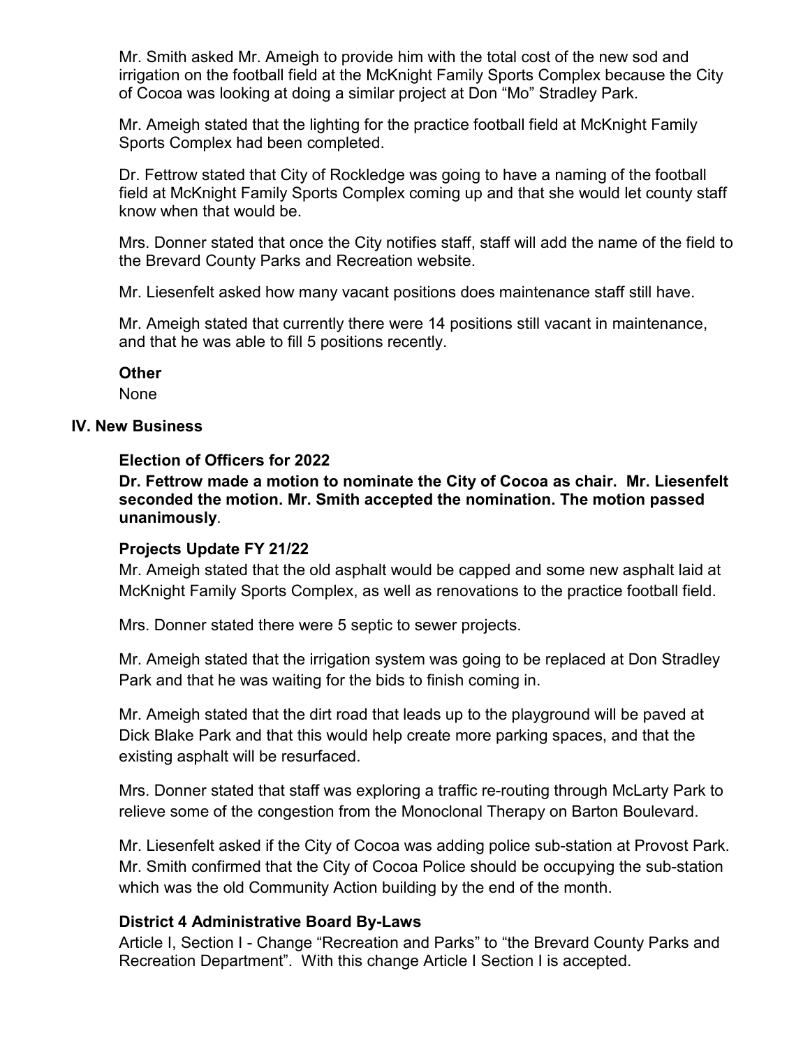Mr. Smith asked Mr. Ameigh to provide him with the total cost of the new sod and irrigation on the football field at the McKnight Family Sports Complex because the City of Cocoa was looking at doing a similar project at Don "Mo" Stradley Park.

Mr. Ameigh stated that the lighting for the practice football field at McKnight Family Sports Complex had been completed.

Dr. Fettrow stated that City of Rockledge was going to have a naming of the football field at McKnight Family Sports Complex coming up and that she would let county staff know when that would be.

Mrs. Donner stated that once the City notifies staff, staff will add the name of the field to the Brevard County Parks and Recreation website.

Mr. Liesenfelt asked how many vacant positions does maintenance staff still have.

Mr. Ameigh stated that currently there were 14 positions still vacant in maintenance, and that he was able to fill 5 positions recently.

**Other**

None

## IV. New Business

**Election of Officers for 2022**

**Dr. Fettrow made a motion to nominate the City of Cocoa as chair. Mr. Liesenfelt seconded the motion. Mr. Smith accepted the nomination. The motion passed unanimously**.

**Projects Update FY 21/22**

Mr. Ameigh stated that the old asphalt would be capped and some new asphalt laid at McKnight Family Sports Complex, as well as renovations to the practice football field.

Mrs. Donner stated there were 5 septic to sewer projects.

Mr. Ameigh stated that the irrigation system was going to be replaced at Don Stradley Park and that he was waiting for the bids to finish coming in.

Mr. Ameigh stated that the dirt road that leads up to the playground will be paved at Dick Blake Park and that this would help create more parking spaces, and that the existing asphalt will be resurfaced.

Mrs. Donner stated that staff was exploring a traffic re-routing through McLarty Park to relieve some of the congestion from the Monoclonal Therapy on Barton Boulevard.

Mr. Liesenfelt asked if the City of Cocoa was adding police sub-station at Provost Park. Mr. Smith confirmed that the City of Cocoa Police should be occupying the sub-station which was the old Community Action building by the end of the month.

**District 4 Administrative Board By-Laws**

Article I, Section I - Change "Recreation and Parks" to "the Brevard County Parks and Recreation Department". With this change Article I Section I is accepted.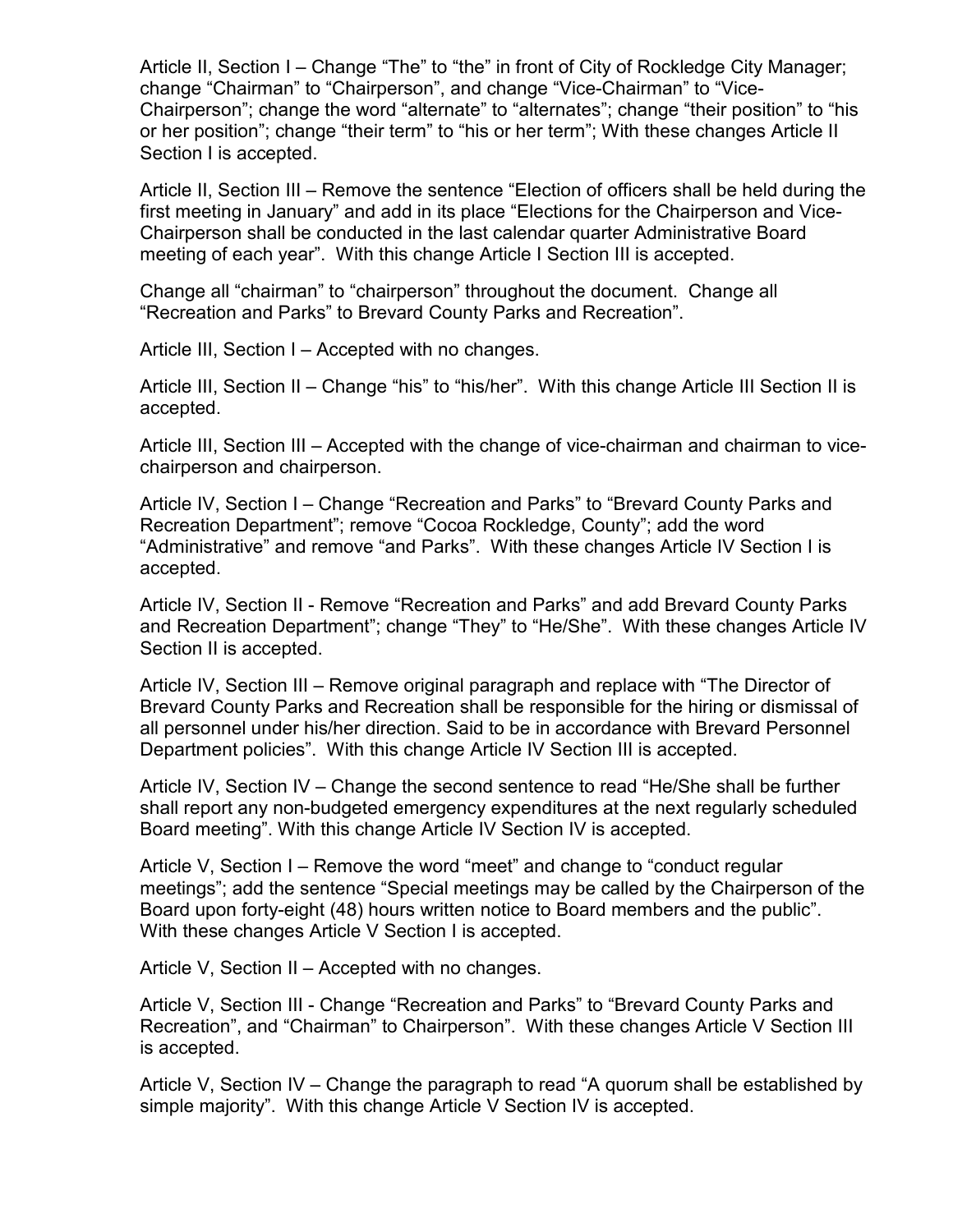Article II, Section I – Change "The" to "the" in front of City of Rockledge City Manager; change "Chairman" to "Chairperson", and change "Vice-Chairman" to "Vice-Chairperson"; change the word "alternate" to "alternates"; change "their position" to "his or her position"; change "their term" to "his or her term"; With these changes Article II Section I is accepted.

Article II, Section III – Remove the sentence "Election of officers shall be held during the first meeting in January" and add in its place "Elections for the Chairperson and Vice-Chairperson shall be conducted in the last calendar quarter Administrative Board meeting of each year". With this change Article I Section III is accepted.

Change all "chairman" to "chairperson" throughout the document. Change all "Recreation and Parks" to Brevard County Parks and Recreation".

Article III, Section I – Accepted with no changes.

Article III, Section II – Change "his" to "his/her". With this change Article III Section II is accepted.

Article III, Section III – Accepted with the change of vice-chairman and chairman to vice-chairperson and chairperson.

Article IV, Section I – Change "Recreation and Parks" to "Brevard County Parks and Recreation Department"; remove "Cocoa Rockledge, County"; add the word "Administrative" and remove "and Parks". With these changes Article IV Section I is accepted.

Article IV, Section II - Remove "Recreation and Parks" and add Brevard County Parks and Recreation Department"; change "They" to "He/She". With these changes Article IV Section II is accepted.

Article IV, Section III – Remove original paragraph and replace with "The Director of Brevard County Parks and Recreation shall be responsible for the hiring or dismissal of all personnel under his/her direction. Said to be in accordance with Brevard Personnel Department policies". With this change Article IV Section III is accepted.

Article IV, Section IV – Change the second sentence to read "He/She shall be further shall report any non-budgeted emergency expenditures at the next regularly scheduled Board meeting". With this change Article IV Section IV is accepted.

Article V, Section I – Remove the word "meet" and change to "conduct regular meetings"; add the sentence "Special meetings may be called by the Chairperson of the Board upon forty-eight (48) hours written notice to Board members and the public". With these changes Article V Section I is accepted.

Article V, Section II – Accepted with no changes.

Article V, Section III - Change "Recreation and Parks" to "Brevard County Parks and Recreation", and "Chairman" to Chairperson". With these changes Article V Section III is accepted.

Article V, Section IV – Change the paragraph to read "A quorum shall be established by simple majority". With this change Article V Section IV is accepted.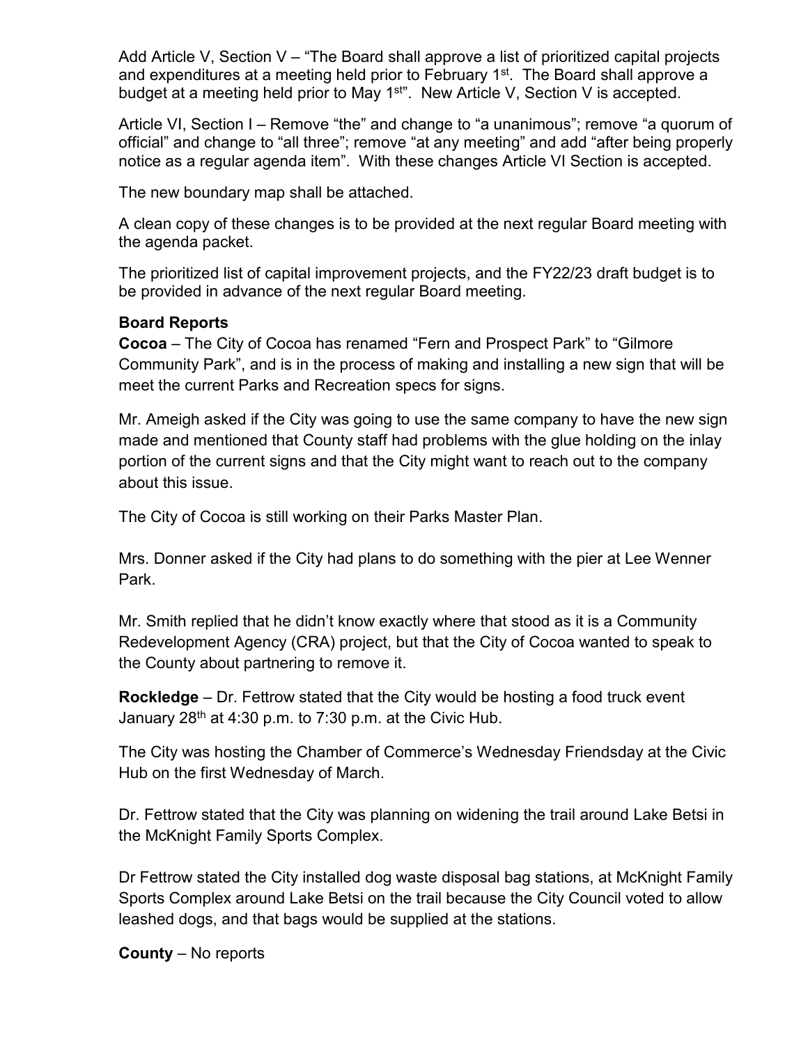Add Article V, Section V – "The Board shall approve a list of prioritized capital projects and expenditures at a meeting held prior to February 1st. The Board shall approve a budget at a meeting held prior to May 1st". New Article V, Section V is accepted.

Article VI, Section I – Remove "the" and change to "a unanimous"; remove "a quorum of official" and change to "all three"; remove "at any meeting" and add "after being properly notice as a regular agenda item". With these changes Article VI Section is accepted.

The new boundary map shall be attached.

A clean copy of these changes is to be provided at the next regular Board meeting with the agenda packet.

The prioritized list of capital improvement projects, and the FY22/23 draft budget is to be provided in advance of the next regular Board meeting.

**Board Reports**

**Cocoa** – The City of Cocoa has renamed "Fern and Prospect Park" to "Gilmore Community Park", and is in the process of making and installing a new sign that will be meet the current Parks and Recreation specs for signs.

Mr. Ameigh asked if the City was going to use the same company to have the new sign made and mentioned that County staff had problems with the glue holding on the inlay portion of the current signs and that the City might want to reach out to the company about this issue.

The City of Cocoa is still working on their Parks Master Plan.

Mrs. Donner asked if the City had plans to do something with the pier at Lee Wenner Park.

Mr. Smith replied that he didn't know exactly where that stood as it is a Community Redevelopment Agency (CRA) project, but that the City of Cocoa wanted to speak to the County about partnering to remove it.

**Rockledge** – Dr. Fettrow stated that the City would be hosting a food truck event January 28th at 4:30 p.m. to 7:30 p.m. at the Civic Hub.

The City was hosting the Chamber of Commerce's Wednesday Friendsday at the Civic Hub on the first Wednesday of March.

Dr. Fettrow stated that the City was planning on widening the trail around Lake Betsi in the McKnight Family Sports Complex.

Dr Fettrow stated the City installed dog waste disposal bag stations, at McKnight Family Sports Complex around Lake Betsi on the trail because the City Council voted to allow leashed dogs, and that bags would be supplied at the stations.

**County** – No reports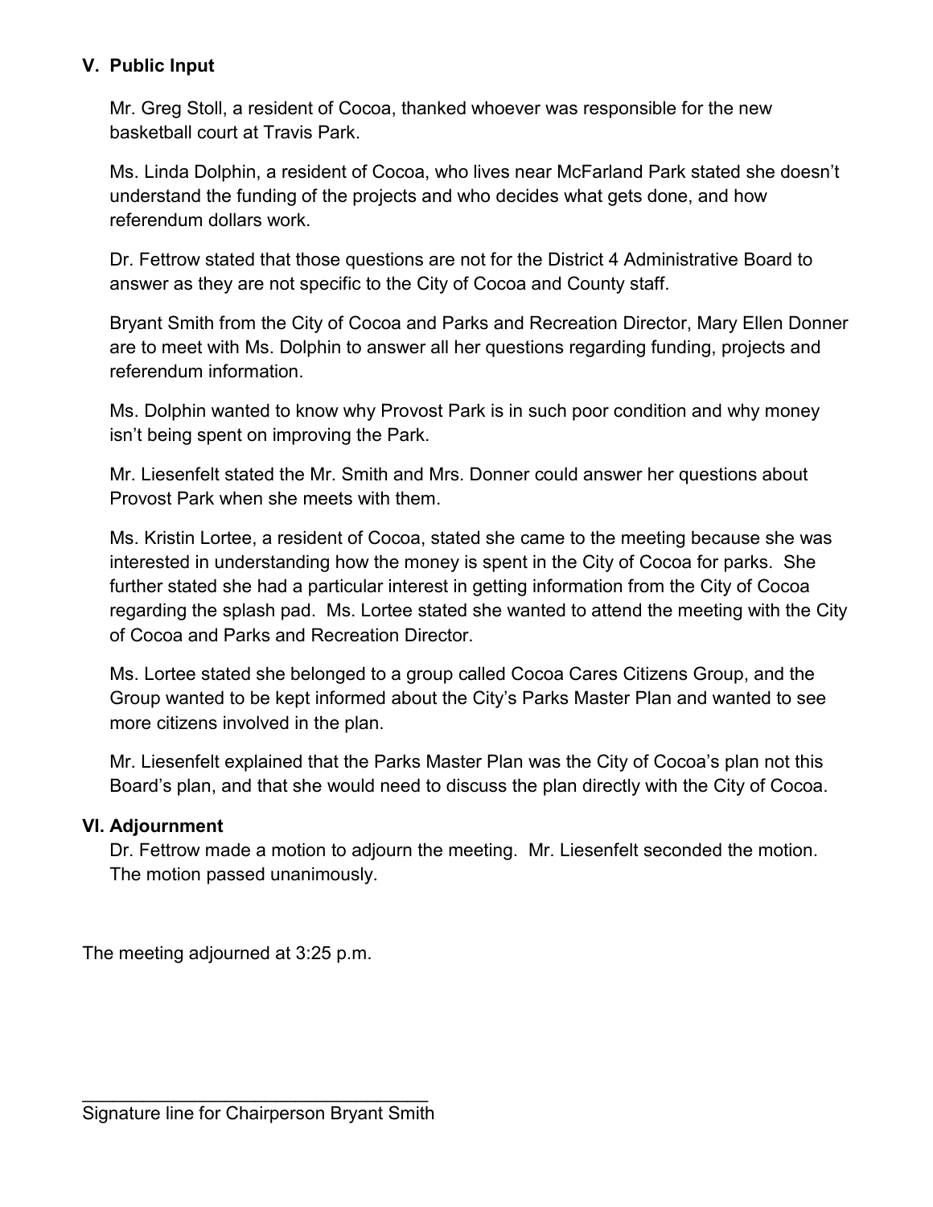## V. Public Input

Mr. Greg Stoll, a resident of Cocoa, thanked whoever was responsible for the new basketball court at Travis Park.

Ms. Linda Dolphin, a resident of Cocoa, who lives near McFarland Park stated she doesn't understand the funding of the projects and who decides what gets done, and how referendum dollars work.

Dr. Fettrow stated that those questions are not for the District 4 Administrative Board to answer as they are not specific to the City of Cocoa and County staff.

Bryant Smith from the City of Cocoa and Parks and Recreation Director, Mary Ellen Donner are to meet with Ms. Dolphin to answer all her questions regarding funding, projects and referendum information.

Ms. Dolphin wanted to know why Provost Park is in such poor condition and why money isn't being spent on improving the Park.

Mr. Liesenfelt stated the Mr. Smith and Mrs. Donner could answer her questions about Provost Park when she meets with them.

Ms. Kristin Lortee, a resident of Cocoa, stated she came to the meeting because she was interested in understanding how the money is spent in the City of Cocoa for parks. She further stated she had a particular interest in getting information from the City of Cocoa regarding the splash pad. Ms. Lortee stated she wanted to attend the meeting with the City of Cocoa and Parks and Recreation Director.

Ms. Lortee stated she belonged to a group called Cocoa Cares Citizens Group, and the Group wanted to be kept informed about the City's Parks Master Plan and wanted to see more citizens involved in the plan.

Mr. Liesenfelt explained that the Parks Master Plan was the City of Cocoa's plan not this Board's plan, and that she would need to discuss the plan directly with the City of Cocoa.

## VI. Adjournment

Dr. Fettrow made a motion to adjourn the meeting. Mr. Liesenfelt seconded the motion. The motion passed unanimously.

The meeting adjourned at 3:25 p.m.

____________________________________
Signature line for Chairperson Bryant Smith